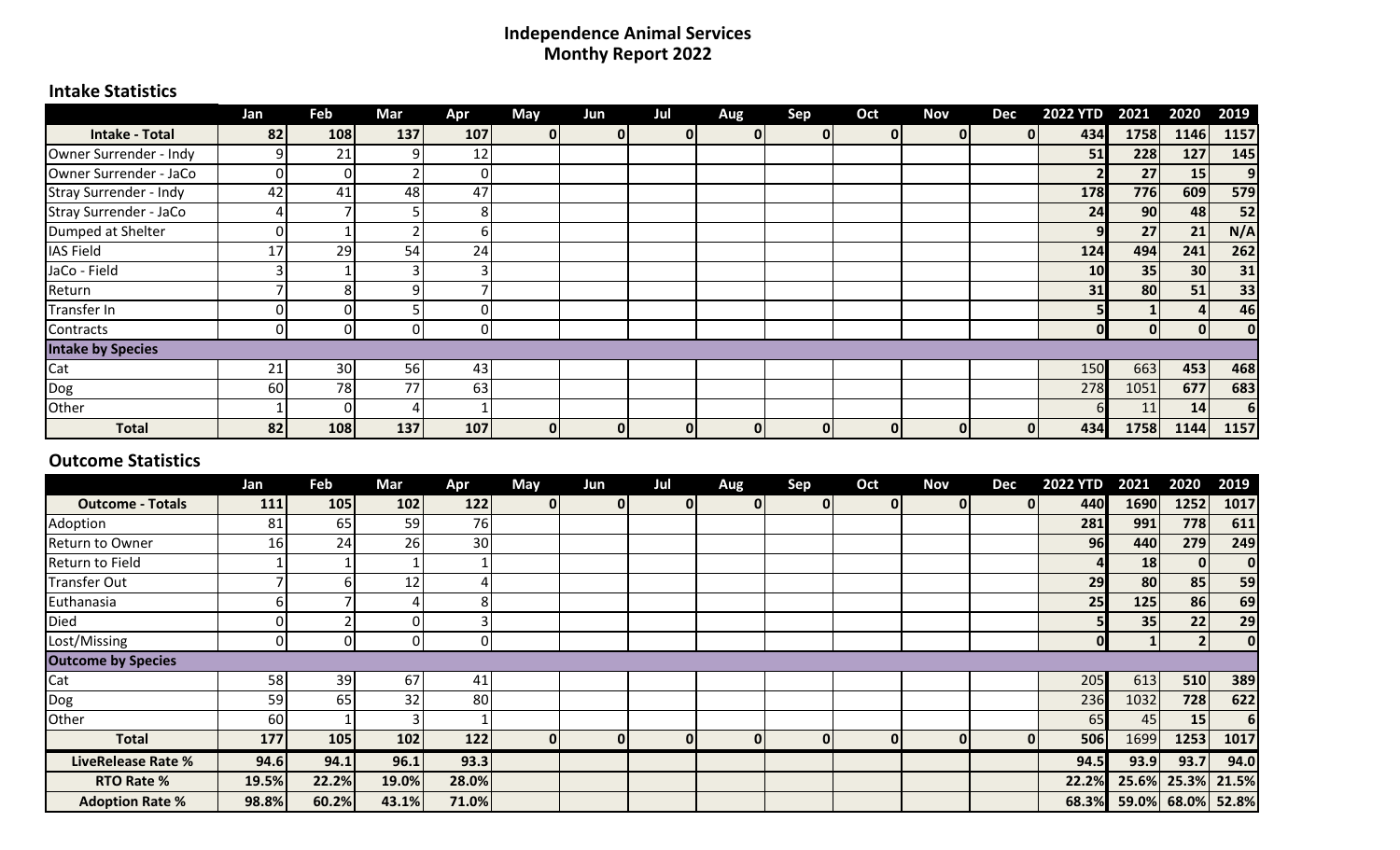# Independence Animal Services
## Monthy Report 2022

### Intake Statistics

| | Jan | Feb | Mar | Apr | May | Jun | Jul | Aug | Sep | Oct | Nov | Dec | 2022 YTD | 2021 | 2020 | 2019 |
|---|---|---|---|---|---|---|---|---|---|---|---|---|---|---|---|---|
| **Intake - Total** | **82** | **108** | **137** | **107** | **0** | **0** | **0** | **0** | **0** | **0** | **0** | **0** | **434** | **1758** | **1146** | **1157** |
| Owner Surrender - Indy | 9 | 21 | 9 | 12 | | | | | | | | | **51** | **228** | **127** | **145** |
| Owner Surrender - JaCo | 0 | 0 | 2 | 0 | | | | | | | | | **2** | **27** | **15** | **9** |
| Stray Surrender - Indy | 42 | 41 | 48 | 47 | | | | | | | | | **178** | **776** | **609** | **579** |
| Stray Surrender - JaCo | 4 | 7 | 5 | 8 | | | | | | | | | **24** | **90** | **48** | **52** |
| Dumped at Shelter | 0 | 1 | 2 | 6 | | | | | | | | | **9** | **27** | **21** | **N/A** |
| IAS Field | 17 | 29 | 54 | 24 | | | | | | | | | **124** | **494** | **241** | **262** |
| JaCo - Field | 3 | 1 | 3 | 3 | | | | | | | | | **10** | **35** | **30** | **31** |
| Return | 7 | 8 | 9 | 7 | | | | | | | | | **31** | **80** | **51** | **33** |
| Transfer In | 0 | 0 | 5 | 0 | | | | | | | | | **5** | **1** | **4** | **46** |
| Contracts | 0 | 0 | 0 | 0 | | | | | | | | | **0** | **0** | **0** | **0** |
| **Intake by Species** | | | | | | | | | | | | | | | | |
| Cat | 21 | 30 | 56 | 43 | | | | | | | | | 150 | 663 | **453** | **468** |
| Dog | 60 | 78 | 77 | 63 | | | | | | | | | 278 | 1051 | **677** | **683** |
| Other | 1 | 0 | 4 | 1 | | | | | | | | | 6 | 11 | **14** | **6** |
| **Total** | **82** | **108** | **137** | **107** | **0** | **0** | **0** | **0** | **0** | **0** | **0** | **0** | **434** | **1758** | **1144** | **1157** |

### Outcome Statistics

| | Jan | Feb | Mar | Apr | May | Jun | Jul | Aug | Sep | Oct | Nov | Dec | 2022 YTD | 2021 | 2020 | 2019 |
|---|---|---|---|---|---|---|---|---|---|---|---|---|---|---|---|---|
| **Outcome - Totals** | **111** | **105** | **102** | **122** | **0** | **0** | **0** | **0** | **0** | **0** | **0** | **0** | **440** | **1690** | **1252** | **1017** |
| Adoption | 81 | 65 | 59 | 76 | | | | | | | | | **281** | **991** | **778** | **611** |
| Return to Owner | 16 | 24 | 26 | 30 | | | | | | | | | **96** | **440** | **279** | **249** |
| Return to Field | 1 | 1 | 1 | 1 | | | | | | | | | **4** | **18** | **0** | **0** |
| Transfer Out | 7 | 6 | 12 | 4 | | | | | | | | | **29** | **80** | **85** | **59** |
| Euthanasia | 6 | 7 | 4 | 8 | | | | | | | | | **25** | **125** | **86** | **69** |
| Died | 0 | 2 | 0 | 3 | | | | | | | | | **5** | **35** | **22** | **29** |
| Lost/Missing | 0 | 0 | 0 | 0 | | | | | | | | | **0** | **1** | **2** | **0** |
| **Outcome by Species** | | | | | | | | | | | | | | | | |
| Cat | 58 | 39 | 67 | 41 | | | | | | | | | 205 | 613 | **510** | **389** |
| Dog | 59 | 65 | 32 | 80 | | | | | | | | | 236 | 1032 | **728** | **622** |
| Other | 60 | 1 | 3 | 1 | | | | | | | | | 65 | 45 | **15** | **6** |
| **Total** | **177** | **105** | **102** | **122** | **0** | **0** | **0** | **0** | **0** | **0** | **0** | **0** | **506** | 1699 | **1253** | **1017** |
| **LiveRelease Rate %** | **94.6** | **94.1** | **96.1** | **93.3** | | | | | | | | | **94.5** | **93.9** | **93.7** | **94.0** |
| **RTO Rate %** | **19.5%** | **22.2%** | **19.0%** | **28.0%** | | | | | | | | | **22.2%** | **25.6%** | **25.3%** | **21.5%** |
| **Adoption Rate %** | **98.8%** | **60.2%** | **43.1%** | **71.0%** | | | | | | | | | **68.3%** | **59.0%** | **68.0%** | **52.8%** |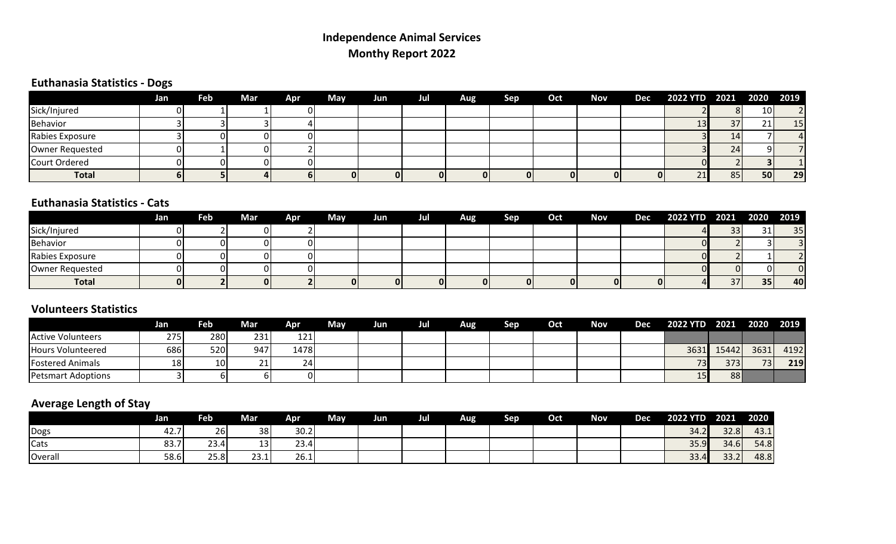# Independence Animal Services
## Monthy Report 2022

### Euthanasia Statistics - Dogs

| | Jan | Feb | Mar | Apr | May | Jun | Jul | Aug | Sep | Oct | Nov | Dec | 2022 YTD | 2021 | 2020 | 2019 |
|---|---|---|---|---|---|---|---|---|---|---|---|---|---|---|---|---|
| Sick/Injured | 0 | 1 | 1 | 0 | | | | | | | | | 2 | 8 | 10 | 2 |
| Behavior | 3 | 3 | 3 | 4 | | | | | | | | | 13 | 37 | 21 | 15 |
| Rabies Exposure | 3 | 0 | 0 | 0 | | | | | | | | | 3 | 14 | 7 | 4 |
| Owner Requested | 0 | 1 | 0 | 2 | | | | | | | | | 3 | 24 | 9 | 7 |
| Court Ordered | 0 | 0 | 0 | 0 | | | | | | | | | 0 | 2 | 3 | 1 |
| **Total** | **6** | **5** | **4** | **6** | **0** | **0** | **0** | **0** | **0** | **0** | **0** | **0** | 21 | 85 | **50** | **29** |

### Euthanasia Statistics - Cats

| | Jan | Feb | Mar | Apr | May | Jun | Jul | Aug | Sep | Oct | Nov | Dec | 2022 YTD | 2021 | 2020 | 2019 |
|---|---|---|---|---|---|---|---|---|---|---|---|---|---|---|---|---|
| Sick/Injured | 0 | 2 | 0 | 2 | | | | | | | | | 4 | 33 | 31 | 35 |
| Behavior | 0 | 0 | 0 | 0 | | | | | | | | | 0 | 2 | 3 | 3 |
| Rabies Exposure | 0 | 0 | 0 | 0 | | | | | | | | | 0 | 2 | 1 | 2 |
| Owner Requested | 0 | 0 | 0 | 0 | | | | | | | | | 0 | 0 | 0 | 0 |
| **Total** | **0** | **2** | **0** | **2** | **0** | **0** | **0** | **0** | **0** | **0** | **0** | **0** | 4 | 37 | **35** | **40** |

### Volunteers Statistics

| | Jan | Feb | Mar | Apr | May | Jun | Jul | Aug | Sep | Oct | Nov | Dec | 2022 YTD | 2021 | 2020 | 2019 |
|---|---|---|---|---|---|---|---|---|---|---|---|---|---|---|---|---|
| Active Volunteers | 275 | 280 | 231 | 121 | | | | | | | | | | | | |
| Hours Volunteered | 686 | 520 | 947 | 1478 | | | | | | | | | 3631 | 15442 | 3631 | 4192 |
| Fostered Animals | 18 | 10 | 21 | 24 | | | | | | | | | 73 | 373 | 73 | **219** |
| Petsmart Adoptions | 3 | 6 | 6 | 0 | | | | | | | | | 15 | 88 | | |

### Average Length of Stay

| | Jan | Feb | Mar | Apr | May | Jun | Jul | Aug | Sep | Oct | Nov | Dec | 2022 YTD | 2021 | 2020 |
|---|---|---|---|---|---|---|---|---|---|---|---|---|---|---|---|
| Dogs | 42.7 | 26 | 38 | 30.2 | | | | | | | | | 34.2 | 32.8 | 43.1 |
| Cats | 83.7 | 23.4 | 13 | 23.4 | | | | | | | | | 35.9 | 34.6 | 54.8 |
| Overall | 58.6 | 25.8 | 23.1 | 26.1 | | | | | | | | | 33.4 | 33.2 | 48.8 |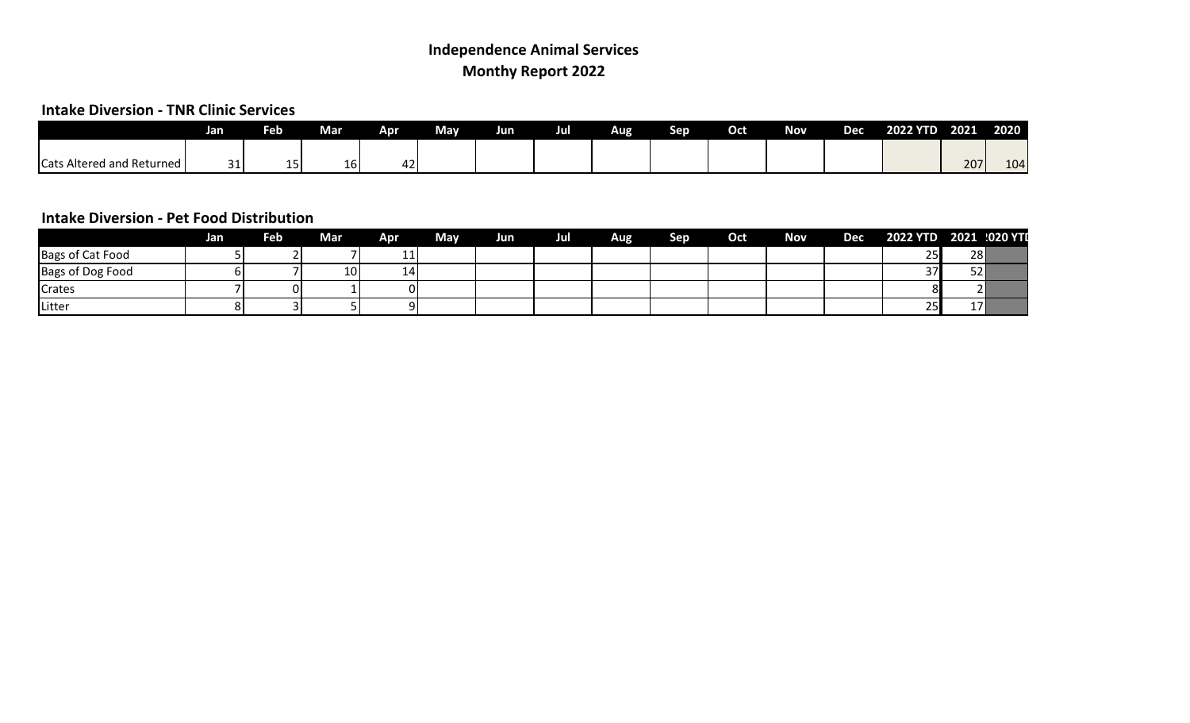# Independence Animal Services
## Monthy Report 2022

### Intake Diversion - TNR Clinic Services

| | Jan | Feb | Mar | Apr | May | Jun | Jul | Aug | Sep | Oct | Nov | Dec | 2022 YTD | 2021 | 2020 |
|---|---|---|---|---|---|---|---|---|---|---|---|---|---|---|---|
| Cats Altered and Returned | 31 | 15 | 16 | 42 | | | | | | | | | | 207 | 104 |

### Intake Diversion - Pet Food Distribution

| | Jan | Feb | Mar | Apr | May | Jun | Jul | Aug | Sep | Oct | Nov | Dec | 2022 YTD | 2021 | 2020 YTD |
|---|---|---|---|---|---|---|---|---|---|---|---|---|---|---|---|
| Bags of Cat Food | 5 | 2 | 7 | 11 | | | | | | | | | 25 | 28 | |
| Bags of Dog Food | 6 | 7 | 10 | 14 | | | | | | | | | 37 | 52 | |
| Crates | 7 | 0 | 1 | 0 | | | | | | | | | 8 | 2 | |
| Litter | 8 | 3 | 5 | 9 | | | | | | | | | 25 | 17 | |